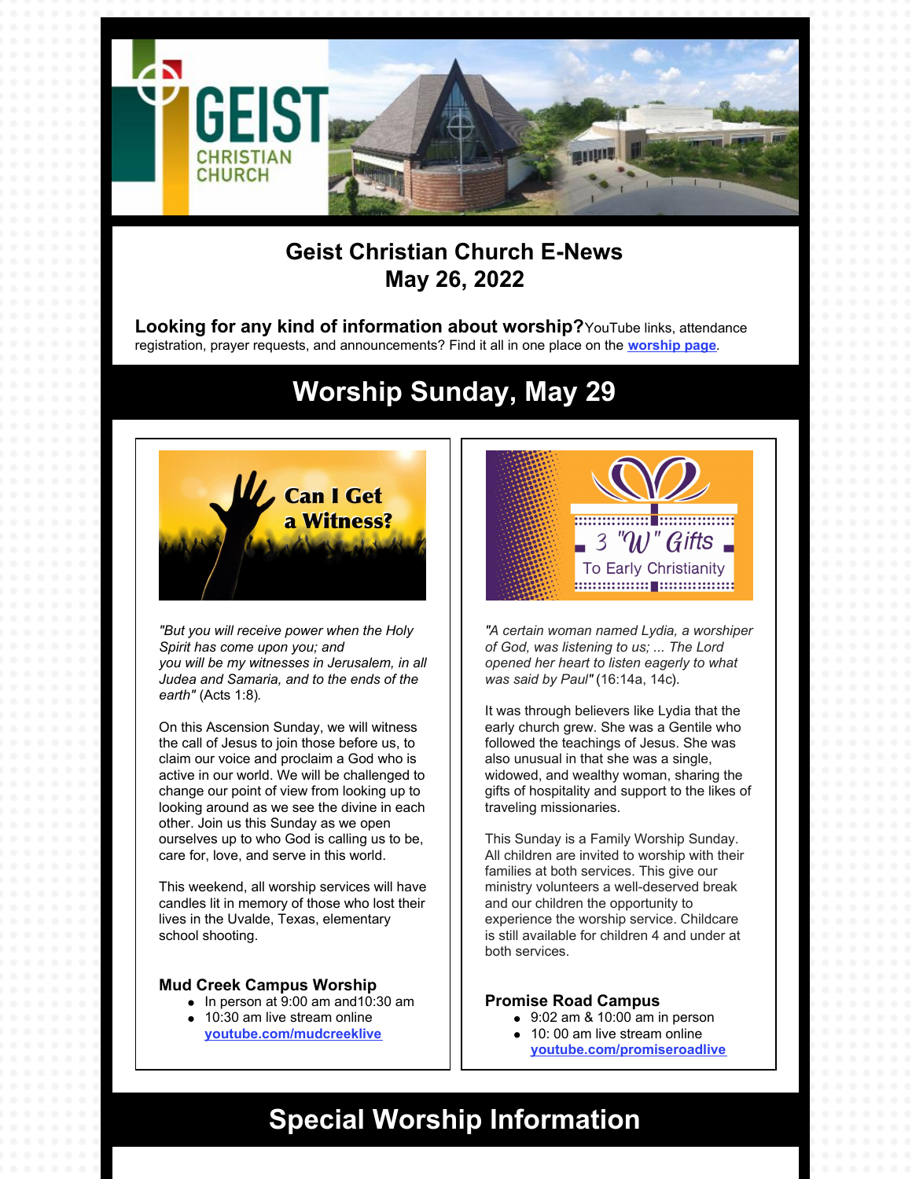# Geist Christian Church E-News
## May 26, 2022

**Looking for any kind of information about worship?** YouTube links, attendance registration, prayer requests, and announcements? Find it all in one place on the **worship page**.

# Worship Sunday, May 29

*"But you will receive power when the Holy Spirit has come upon you; and you will be my witnesses in Jerusalem, in all Judea and Samaria, and to the ends of the earth"* (Acts 1:8).

On this Ascension Sunday, we will witness the call of Jesus to join those before us, to claim our voice and proclaim a God who is active in our world. We will be challenged to change our point of view from looking up to looking around as we see the divine in each other. Join us this Sunday as we open ourselves up to who God is calling us to be, care for, love, and serve in this world.

This weekend, all worship services will have candles lit in memory of those who lost their lives in the Uvalde, Texas, elementary school shooting.

### Mud Creek Campus Worship

- In person at 9:00 am and10:30 am
- 10:30 am live stream online **youtube.com/mudcreeklive**

*"A certain woman named Lydia, a worshiper of God, was listening to us; ... The Lord opened her heart to listen eagerly to what was said by Paul"* (16:14a, 14c).

It was through believers like Lydia that the early church grew. She was a Gentile who followed the teachings of Jesus. She was also unusual in that she was a single, widowed, and wealthy woman, sharing the gifts of hospitality and support to the likes of traveling missionaries.

This Sunday is a Family Worship Sunday. All children are invited to worship with their families at both services. This give our ministry volunteers a well-deserved break and our children the opportunity to experience the worship service. Childcare is still available for children 4 and under at both services.

### Promise Road Campus

- 9:02 am & 10:00 am in person
- 10: 00 am live stream online **youtube.com/promiseroadlive**

# Special Worship Information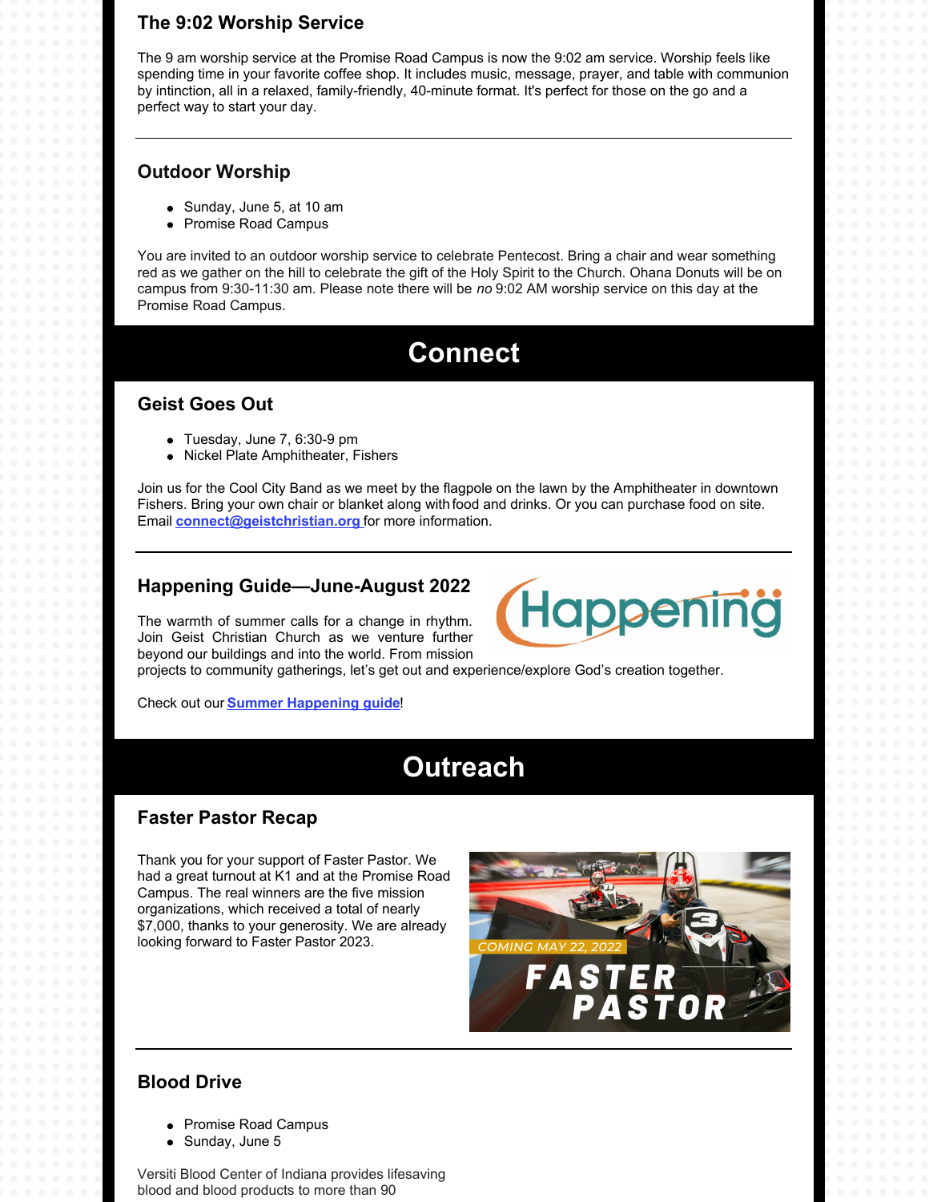### The 9:02 Worship Service

The 9 am worship service at the Promise Road Campus is now the 9:02 am service. Worship feels like spending time in your favorite coffee shop. It includes music, message, prayer, and table with communion by intinction, all in a relaxed, family-friendly, 40-minute format. It's perfect for those on the go and a perfect way to start your day.

---

### Outdoor Worship

- Sunday, June 5, at 10 am
- Promise Road Campus

You are invited to an outdoor worship service to celebrate Pentecost. Bring a chair and wear something red as we gather on the hill to celebrate the gift of the Holy Spirit to the Church. Ohana Donuts will be on campus from 9:30-11:30 am. Please note there will be *no* 9:02 AM worship service on this day at the Promise Road Campus.

## Connect

### Geist Goes Out

- Tuesday, June 7, 6:30-9 pm
- Nickel Plate Amphitheater, Fishers

Join us for the Cool City Band as we meet by the flagpole on the lawn by the Amphitheater in downtown Fishers. Bring your own chair or blanket along with food and drinks. Or you can purchase food on site. Email **connect@geistchristian.org** for more information.

---

### Happening Guide—June-August 2022

Happening

The warmth of summer calls for a change in rhythm. Join Geist Christian Church as we venture further beyond our buildings and into the world. From mission projects to community gatherings, let's get out and experience/explore God's creation together.

Check out our **Summer Happening guide**!

## Outreach

### Faster Pastor Recap

Thank you for your support of Faster Pastor. We had a great turnout at K1 and at the Promise Road Campus. The real winners are the five mission organizations, which received a total of nearly $7,000, thanks to your generosity. We are already looking forward to Faster Pastor 2023.

COMING MAY 22, 2022
FASTER PASTOR

---

### Blood Drive

- Promise Road Campus
- Sunday, June 5

Versiti Blood Center of Indiana provides lifesaving blood and blood products to more than 90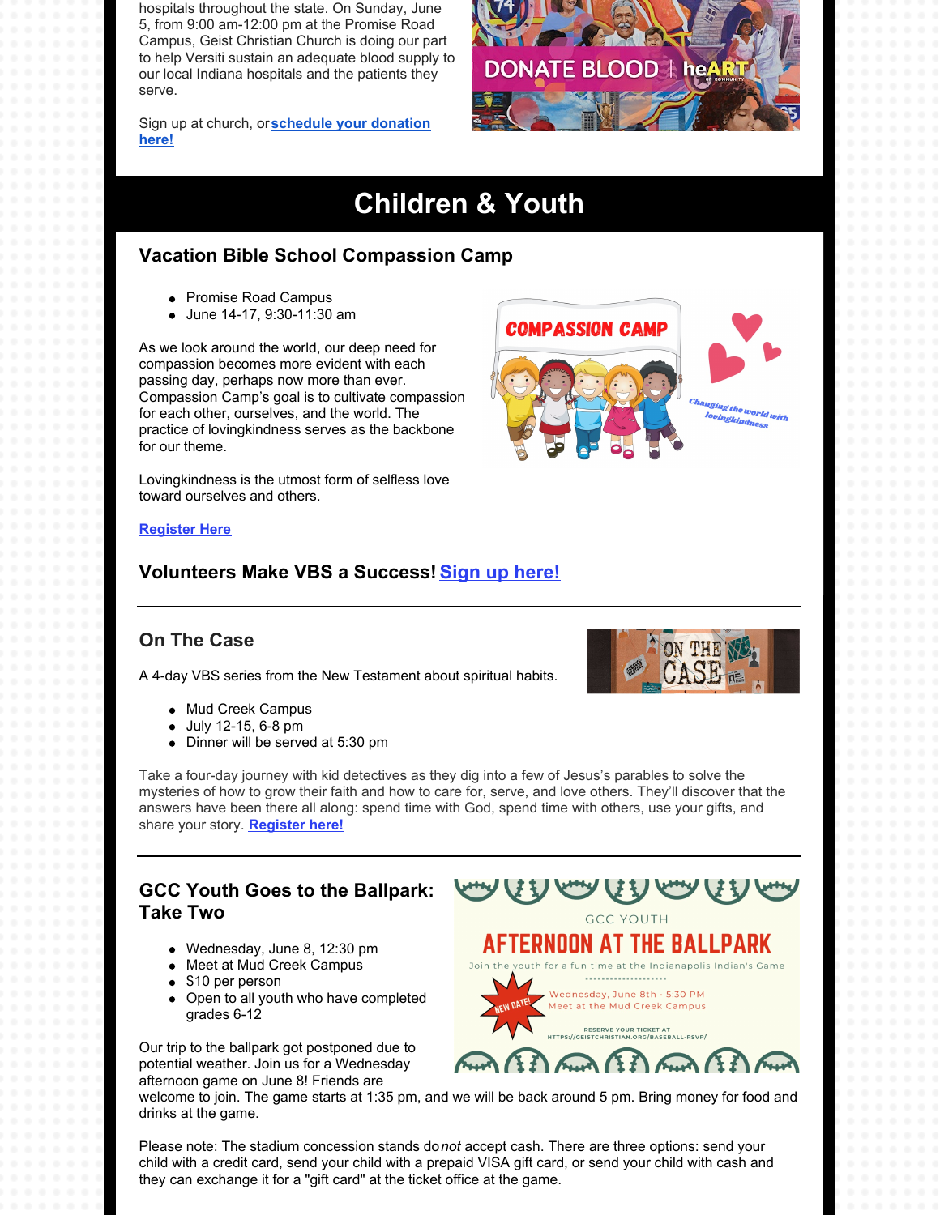hospitals throughout the state. On Sunday, June 5, from 9:00 am-12:00 pm at the Promise Road Campus, Geist Christian Church is doing our part to help Versiti sustain an adequate blood supply to our local Indiana hospitals and the patients they serve.

Sign up at church, or **schedule your donation here!**

# Children & Youth

## Vacation Bible School Compassion Camp

- Promise Road Campus
- June 14-17, 9:30-11:30 am

As we look around the world, our deep need for compassion becomes more evident with each passing day, perhaps now more than ever. Compassion Camp's goal is to cultivate compassion for each other, ourselves, and the world. The practice of lovingkindness serves as the backbone for our theme.

Lovingkindness is the utmost form of selfless love toward ourselves and others.

**Register Here**

## Volunteers Make VBS a Success! Sign up here!

---

## On The Case

A 4-day VBS series from the New Testament about spiritual habits.

- Mud Creek Campus
- July 12-15, 6-8 pm
- Dinner will be served at 5:30 pm

Take a four-day journey with kid detectives as they dig into a few of Jesus's parables to solve the mysteries of how to grow their faith and how to care for, serve, and love others. They'll discover that the answers have been there all along: spend time with God, spend time with others, use your gifts, and share your story. **Register here!**

---

## GCC Youth Goes to the Ballpark: Take Two

- Wednesday, June 8, 12:30 pm
- Meet at Mud Creek Campus
- $10 per person
- Open to all youth who have completed grades 6-12

Our trip to the ballpark got postponed due to potential weather. Join us for a Wednesday afternoon game on June 8! Friends are welcome to join. The game starts at 1:35 pm, and we will be back around 5 pm. Bring money for food and drinks at the game.

Please note: The stadium concession stands do *not* accept cash. There are three options: send your child with a credit card, send your child with a prepaid VISA gift card, or send your child with cash and they can exchange it for a "gift card" at the ticket office at the game.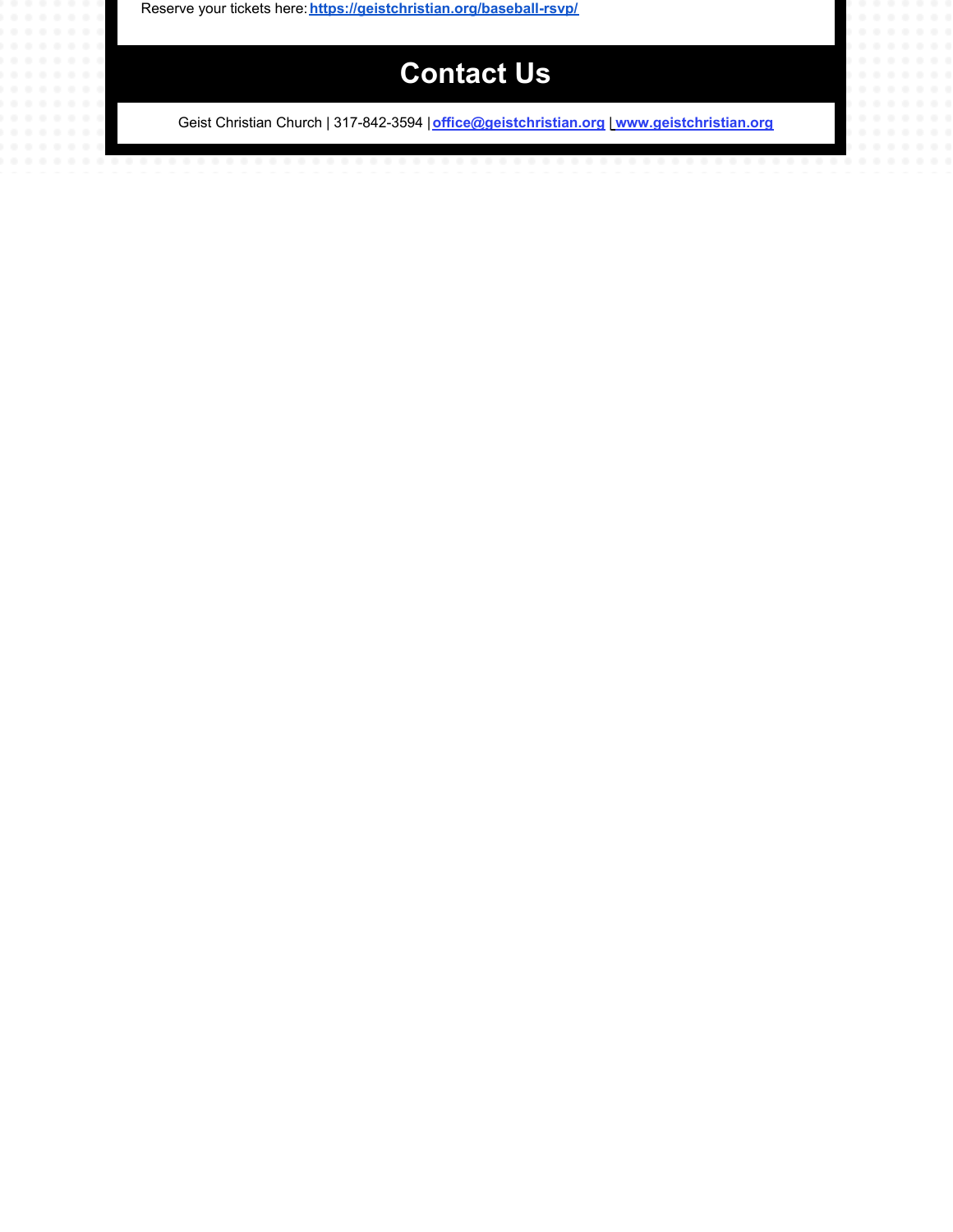Reserve your tickets here: https://geistchristian.org/baseball-rsvp/

## Contact Us

Geist Christian Church | 317-842-3594 | office@geistchristian.org | www.geistchristian.org